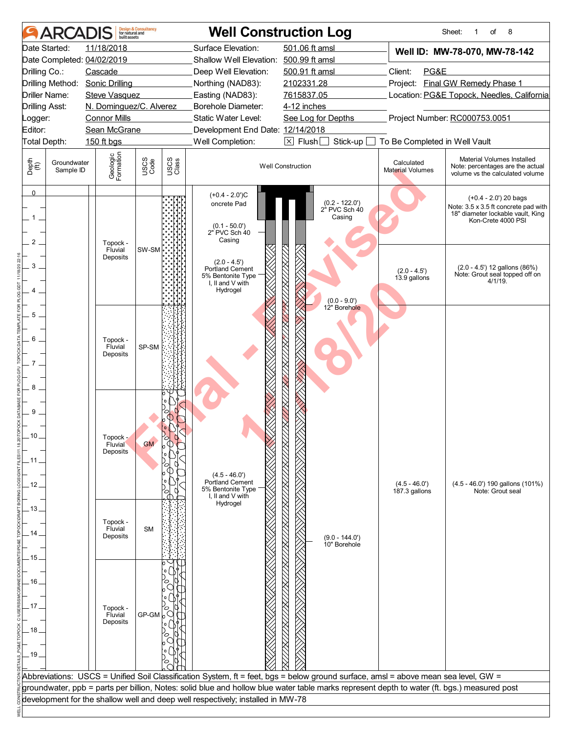# ARCADIS — Well Construction Log

Sheet: 1 of 8

| | | | |
|---|---|---|---|
| Date Started: | 11/18/2018 | Surface Elevation: | 501.06 ft amsl |
| Date Completed: | 04/02/2019 | Shallow Well Elevation: | 500.99 ft amsl |
| Drilling Co.: | Cascade | Deep Well Elevation: | 500.91 ft amsl |
| Drilling Method: | Sonic Drilling | Northing (NAD83): | 2102331.28 |
| Driller Name: | Steve Vasquez | Easting (NAD83): | 7615837.05 |
| Drilling Asst: | N. Dominguez/C. Alverez | Borehole Diameter: | 4-12 inches |
| Logger: | Connor Mills | Static Water Level: | See Log for Depths |
| Editor: | Sean McGrane | Development End Date: | 12/14/2018 |
| Total Depth: | 150 ft bgs | Well Completion: | ☒ Flush ☐ Stick-up ☐ To Be Completed in Well Vault |

**Well ID: MW-78-070, MW-78-142**

Client: PG&E
Project: Final GW Remedy Phase 1
Location: PG&E Topock, Needles, California
Project Number: RC000753.0051

| Depth (ft) | Groundwater Sample ID | Geologic Formation | USCS Code | Well Construction | Calculated Material Volumes | Material Volumes Installed (Note: percentages are the actual volume vs the calculated volume) |
|---|---|---|---|---|---|---|
| 0 – 2 | | | | (+0.4 - 2.0') Concrete Pad; (0.2 - 122.0') 2" PVC Sch 40 Casing; (0.1 - 50.0') 2" PVC Sch 40 Casing | | (+0.4 - 2.0') 20 bags. Note: 3.5 x 3.5 ft concrete pad with 18" diameter lockable vault, King Kon-Crete 4000 PSI |
| 0.5 – 4.5 | | Topock - Fluvial Deposits | SW-SM | (2.0 - 4.5') Portland Cement 5% Bentonite Type I, II and V with Hydrogel; (0.0 - 9.0') 12" Borehole | (2.0 - 4.5') 13.9 gallons | (2.0 - 4.5') 12 gallons (86%). Note: Grout seal topped off on 4/1/19. |
| 4.5 – 8 | | Topock - Fluvial Deposits | SP-SM | | | |
| 8 – 12.5 | | Topock - Fluvial Deposits | GM | (4.5 - 46.0') Portland Cement 5% Bentonite Type I, II and V with Hydrogel | (4.5 - 46.0') 187.3 gallons | (4.5 - 46.0') 190 gallons (101%). Note: Grout seal |
| 12.5 – 15 | | Topock - Fluvial Deposits | SM | (9.0 - 144.0') 10" Borehole | | |
| 15 – 19+ | | Topock - Fluvial Deposits | GP-GM | | | |

Abbreviations: USCS = Unified Soil Classification System, ft = feet, bgs = below ground surface, amsl = above mean sea level, GW = groundwater, ppb = parts per billion, Notes: solid blue and hollow blue water table marks represent depth to water (ft. bgs.) measured post development for the shallow well and deep well respectively; installed in MW-78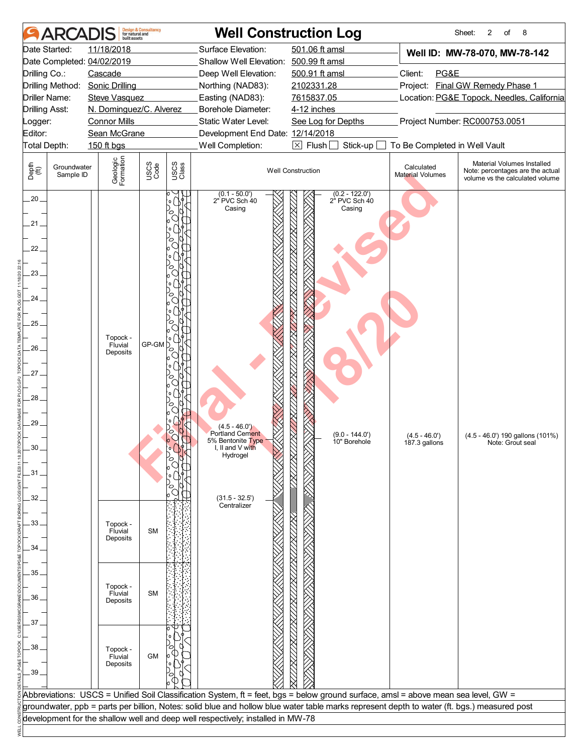# ARCADIS — Well Construction Log

Sheet: 2 of 8

| | | | |
|---|---|---|---|
| Date Started: 11/18/2018 | Surface Elevation: 501.06 ft amsl | Well ID: MW-78-070, MW-78-142 | |
| Date Completed: 04/02/2019 | Shallow Well Elevation: 500.99 ft amsl | | |
| Drilling Co.: Cascade | Deep Well Elevation: 500.91 ft amsl | Client: PG&E | |
| Drilling Method: Sonic Drilling | Northing (NAD83): 2102331.28 | Project: Final GW Remedy Phase 1 | |
| Driller Name: Steve Vasquez | Easting (NAD83): 7615837.05 | Location: PG&E Topock, Needles, California | |
| Drilling Asst: N. Dominguez/C. Alverez | Borehole Diameter: 4-12 inches | | |
| Logger: Connor Mills | Static Water Level: See Log for Depths | Project Number: RC000753.0051 | |
| Editor: Sean McGrane | Development End Date: 12/14/2018 | | |
| Total Depth: 150 ft bgs | Well Completion: ☒ Flush ☐ Stick-up ☐ To Be Completed in Well Vault | | |

| Depth (ft) | Groundwater Sample ID | Geologic Formation | USCS Code | Well Construction | Calculated Material Volumes | Material Volumes Installed (Note: percentages are the actual volume vs the calculated volume) |
|---|---|---|---|---|---|---|
| 20–32 | | Topock - Fluvial Deposits | GP-GM | (0.1 - 50.0') 2" PVC Sch 40 Casing; (0.2 - 122.0') 2" PVC Sch 40 Casing; (4.5 - 46.0') Portland Cement 5% Bentonite Type I, II and V with Hydrogel; (9.0 - 144.0') 10" Borehole; (31.5 - 32.5') Centralizer | (4.5 - 46.0') 187.3 gallons | (4.5 - 46.0') 190 gallons (101%) Note: Grout seal |
| 32–34.5 | | Topock - Fluvial Deposits | SM | | | |
| 34.5–37 | | Topock - Fluvial Deposits | SM | | | |
| 37–39.5 | | Topock - Fluvial Deposits | GM | | | |

Abbreviations: USCS = Unified Soil Classification System, ft = feet, bgs = below ground surface, amsl = above mean sea level, GW = groundwater, ppb = parts per billion, Notes: solid blue and hollow blue water table marks represent depth to water (ft. bgs.) measured post development for the shallow well and deep well respectively; installed in MW-78

Final - Revised 11/18/20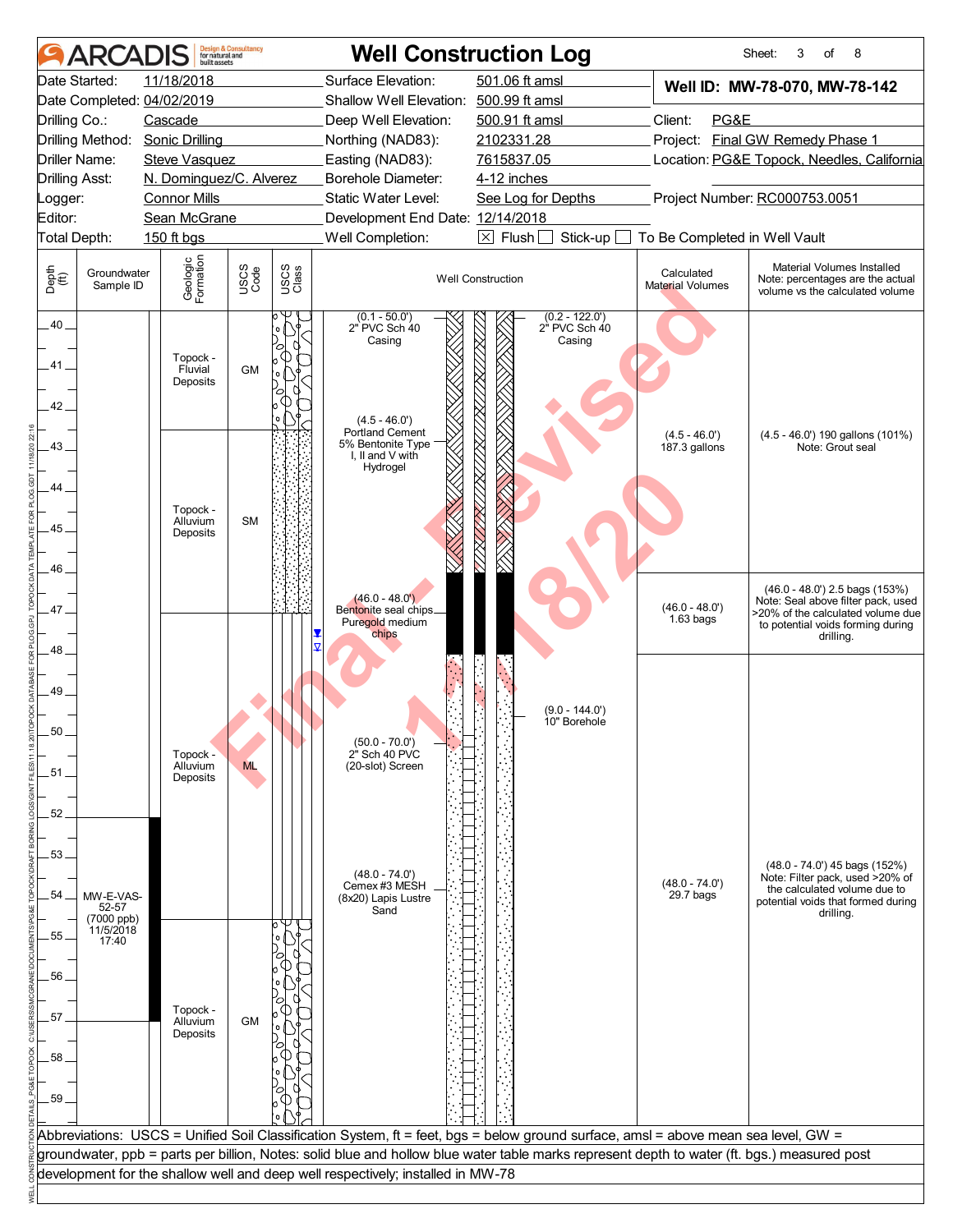# ARCADIS — Well Construction Log

Sheet: 3 of 8

| | | | |
|---|---|---|---|
| Date Started: | 11/18/2018 | Surface Elevation: | 501.06 ft amsl |
| Date Completed: | 04/02/2019 | Shallow Well Elevation: | 500.99 ft amsl |
| Drilling Co.: | Cascade | Deep Well Elevation: | 500.91 ft amsl |
| Drilling Method: | Sonic Drilling | Northing (NAD83): | 2102331.28 |
| Driller Name: | Steve Vasquez | Easting (NAD83): | 7615837.05 |
| Drilling Asst: | N. Dominguez/C. Alverez | Borehole Diameter: | 4-12 inches |
| Logger: | Connor Mills | Static Water Level: | See Log for Depths |
| Editor: | Sean McGrane | Development End Date: | 12/14/2018 |
| Total Depth: | 150 ft bgs | Well Completion: | ☒ Flush ☐ Stick-up ☐ To Be Completed in Well Vault |

**Well ID: MW-78-070, MW-78-142**

Client: PG&E
Project: Final GW Remedy Phase 1
Location: PG&E Topock, Needles, California
Project Number: RC000753.0051

| Depth (ft) | Groundwater Sample ID | Geologic Formation | USCS Code | Well Construction | Calculated Material Volumes | Material Volumes Installed (Note: percentages are the actual volume vs the calculated volume) |
|---|---|---|---|---|---|---|
| 40–42.5 | | Topock - Fluvial Deposits | GM | (0.1 - 50.0') 2" PVC Sch 40 Casing; (0.2 - 122.0') 2" PVC Sch 40 Casing | | |
| 42.5–47 | | Topock - Alluvium Deposits | SM | (4.5 - 46.0') Portland Cement 5% Bentonite Type I, II and V with Hydrogel | (4.5 - 46.0') 187.3 gallons | (4.5 - 46.0') 190 gallons (101%) Note: Grout seal |
| 47–55 | | Topock - Alluvium Deposits | ML | (46.0 - 48.0') Bentonite seal chips Puregold medium chips | (46.0 - 48.0') 1.63 bags | (46.0 - 48.0') 2.5 bags (153%) Note: Seal above filter pack, used >20% of the calculated volume due to potential voids forming during drilling. |
| | | | | (9.0 - 144.0') 10" Borehole | | |
| | | | | (50.0 - 70.0') 2" Sch 40 PVC (20-slot) Screen | | |
| 52–57 | MW-E-VAS-52-57 (7000 ppb) 11/5/2018 17:40 | | | (48.0 - 74.0') Cemex #3 MESH (8x20) Lapis Lustre Sand | (48.0 - 74.0') 29.7 bags | (48.0 - 74.0') 45 bags (152%) Note: Filter pack, used >20% of the calculated volume due to potential voids that formed during drilling. |
| 55–60 | | Topock - Alluvium Deposits | GM | | | |

Abbreviations: USCS = Unified Soil Classification System, ft = feet, bgs = below ground surface, amsl = above mean sea level, GW = groundwater, ppb = parts per billion, Notes: solid blue and hollow blue water table marks represent depth to water (ft. bgs.) measured post development for the shallow well and deep well respectively; installed in MW-78

Final - Revised 1/18/20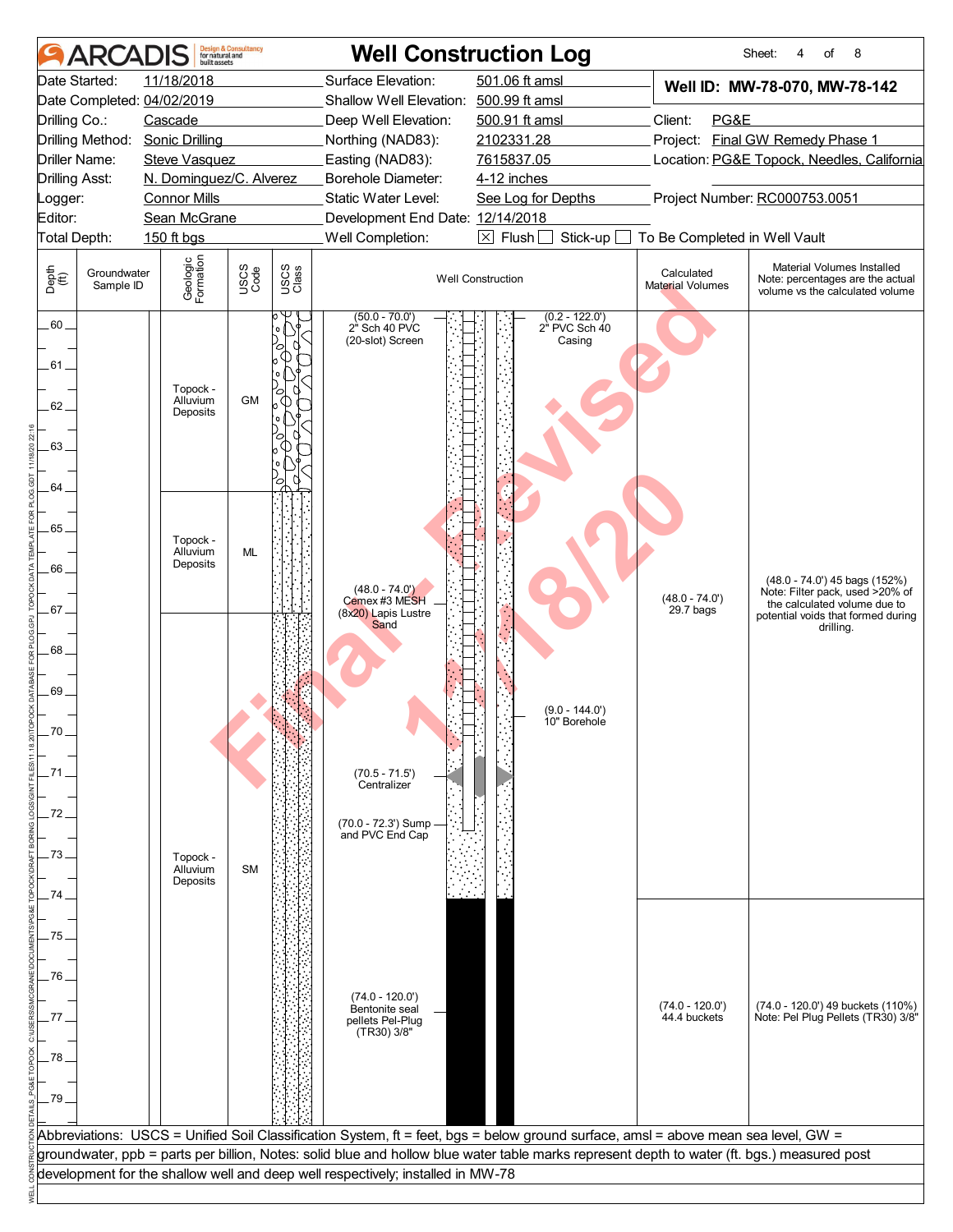# Well Construction Log

| | | | |
|---|---|---|---|
| Date Started: | 11/18/2018 | Surface Elevation: | 501.06 ft amsl |
| Date Completed: | 04/02/2019 | Shallow Well Elevation: | 500.99 ft amsl |
| Drilling Co.: | Cascade | Deep Well Elevation: | 500.91 ft amsl |
| Drilling Method: | Sonic Drilling | Northing (NAD83): | 2102331.28 |
| Driller Name: | Steve Vasquez | Easting (NAD83): | 7615837.05 |
| Drilling Asst: | N. Dominguez/C. Alverez | Borehole Diameter: | 4-12 inches |
| Logger: | Connor Mills | Static Water Level: | See Log for Depths |
| Editor: | Sean McGrane | Development End Date: | 12/14/2018 |
| Total Depth: | 150 ft bgs | Well Completion: | ☒ Flush ☐ Stick-up ☐ To Be Completed in Well Vault |

**Well ID: MW-78-070, MW-78-142**

Client: PG&E
Project: Final GW Remedy Phase 1
Location: PG&E Topock, Needles, California
Project Number: RC000753.0051

| Depth (ft) | Groundwater Sample ID | Geologic Formation | USCS Code | Well Construction | Calculated Material Volumes | Material Volumes Installed (Note: percentages are the actual volume vs the calculated volume) |
|---|---|---|---|---|---|---|
| 60–64 | | Topock - Alluvium Deposits | GM | (50.0 - 70.0') 2" Sch 40 PVC (20-slot) Screen; (0.2 - 122.0') 2" PVC Sch 40 Casing | | |
| 64–67 | | Topock - Alluvium Deposits | ML | (48.0 - 74.0') Cemex #3 MESH (8x20) Lapis Lustre Sand | (48.0 - 74.0') 29.7 bags | (48.0 - 74.0') 45 bags (152%) Note: Filter pack, used >20% of the calculated volume due to potential voids that formed during drilling. |
| 67–80 | | Topock - Alluvium Deposits | SM | (9.0 - 144.0') 10" Borehole; (70.5 - 71.5') Centralizer; (70.0 - 72.3') Sump and PVC End Cap; (74.0 - 120.0') Bentonite seal pellets Pel-Plug (TR30) 3/8" | (74.0 - 120.0') 44.4 buckets | (74.0 - 120.0') 49 buckets (110%) Note: Pel Plug Pellets (TR30) 3/8" |

Abbreviations: USCS = Unified Soil Classification System, ft = feet, bgs = below ground surface, amsl = above mean sea level, GW = groundwater, ppb = parts per billion, Notes: solid blue and hollow blue water table marks represent depth to water (ft. bgs.) measured post development for the shallow well and deep well respectively; installed in MW-78

Final - Revised 1/18/20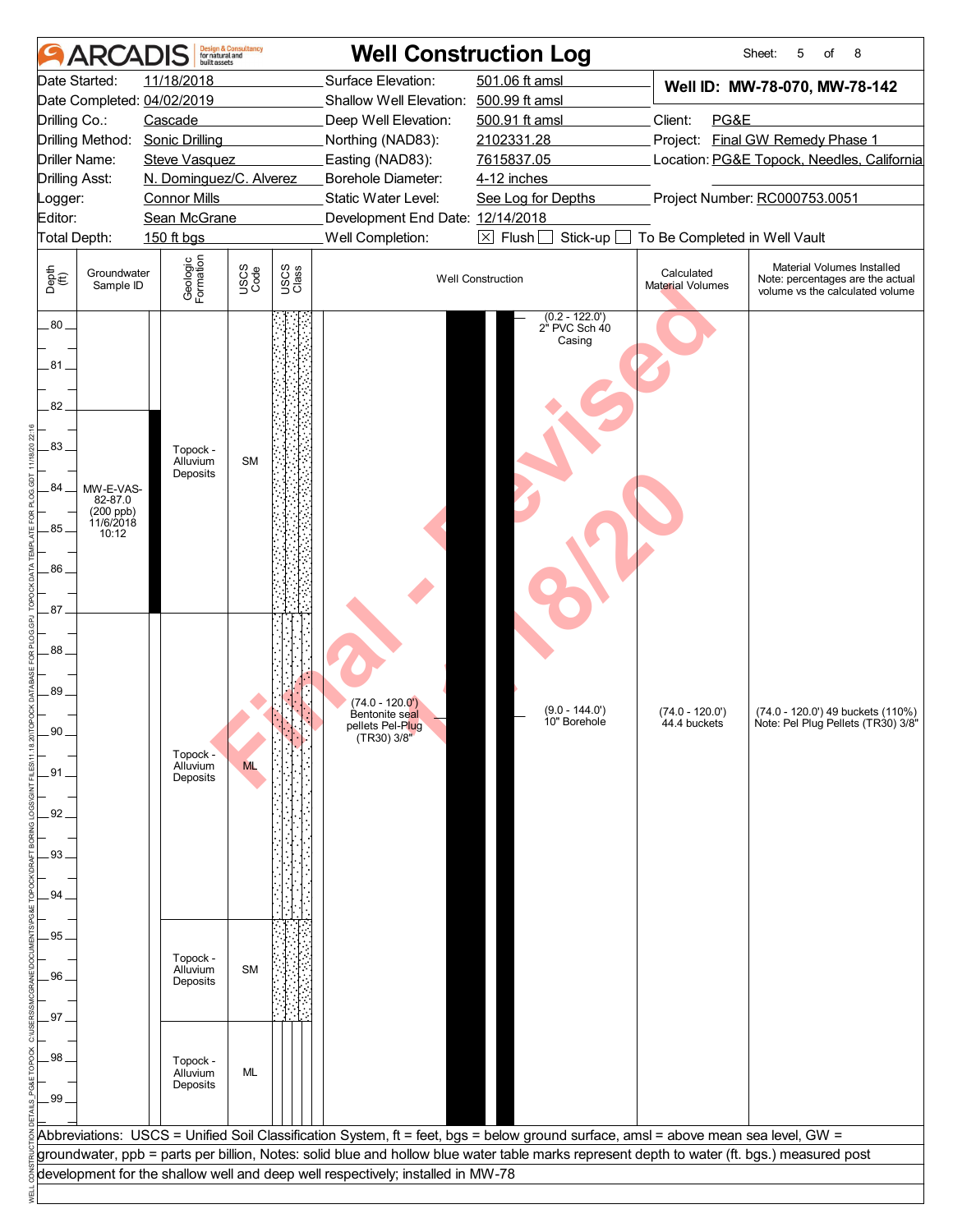# Well Construction Log

**ARCADIS** Design & Consultancy for natural and built assets

Sheet: 5 of 8

| | | | |
|---|---|---|---|
| Date Started: | 11/18/2018 | Surface Elevation: | 501.06 ft amsl |
| Date Completed: | 04/02/2019 | Shallow Well Elevation: | 500.99 ft amsl |
| Drilling Co.: | Cascade | Deep Well Elevation: | 500.91 ft amsl |
| Drilling Method: | Sonic Drilling | Northing (NAD83): | 2102331.28 |
| Driller Name: | Steve Vasquez | Easting (NAD83): | 7615837.05 |
| Drilling Asst: | N. Dominguez/C. Alverez | Borehole Diameter: | 4-12 inches |
| Logger: | Connor Mills | Static Water Level: | See Log for Depths |
| Editor: | Sean McGrane | Development End Date: | 12/14/2018 |
| Total Depth: | 150 ft bgs | Well Completion: | ☒ Flush ☐ Stick-up ☐ To Be Completed in Well Vault |

**Well ID: MW-78-070, MW-78-142**

Client: PG&E
Project: Final GW Remedy Phase 1
Location: PG&E Topock, Needles, California
Project Number: RC000753.0051

| Depth (ft) | Groundwater Sample ID | Geologic Formation | USCS Code | Well Construction | Calculated Material Volumes | Material Volumes Installed Note: percentages are the actual volume vs the calculated volume |
|---|---|---|---|---|---|---|
| 80–82 | | Topock - Alluvium Deposits | SM | (0.2 - 122.0') 2" PVC Sch 40 Casing | | |
| 82–87 | MW-E-VAS-82-87.0 (200 ppb) 11/6/2018 10:12 | Topock - Alluvium Deposits | SM | | | |
| 87–95 | | Topock - Alluvium Deposits | ML | (74.0 - 120.0') Bentonite seal pellets Pel-Plug (TR30) 3/8"; (9.0 - 144.0') 10" Borehole | (74.0 - 120.0') 44.4 buckets | (74.0 - 120.0') 49 buckets (110%) Note: Pel Plug Pellets (TR30) 3/8" |
| 95–97.5 | | Topock - Alluvium Deposits | SM | | | |
| 97.5–100 | | Topock - Alluvium Deposits | ML | | | |

Abbreviations: USCS = Unified Soil Classification System, ft = feet, bgs = below ground surface, amsl = above mean sea level, GW = groundwater, ppb = parts per billion, Notes: solid blue and hollow blue water table marks represent depth to water (ft. bgs.) measured post development for the shallow well and deep well respectively; installed in MW-78

Final - Revised 11/18/20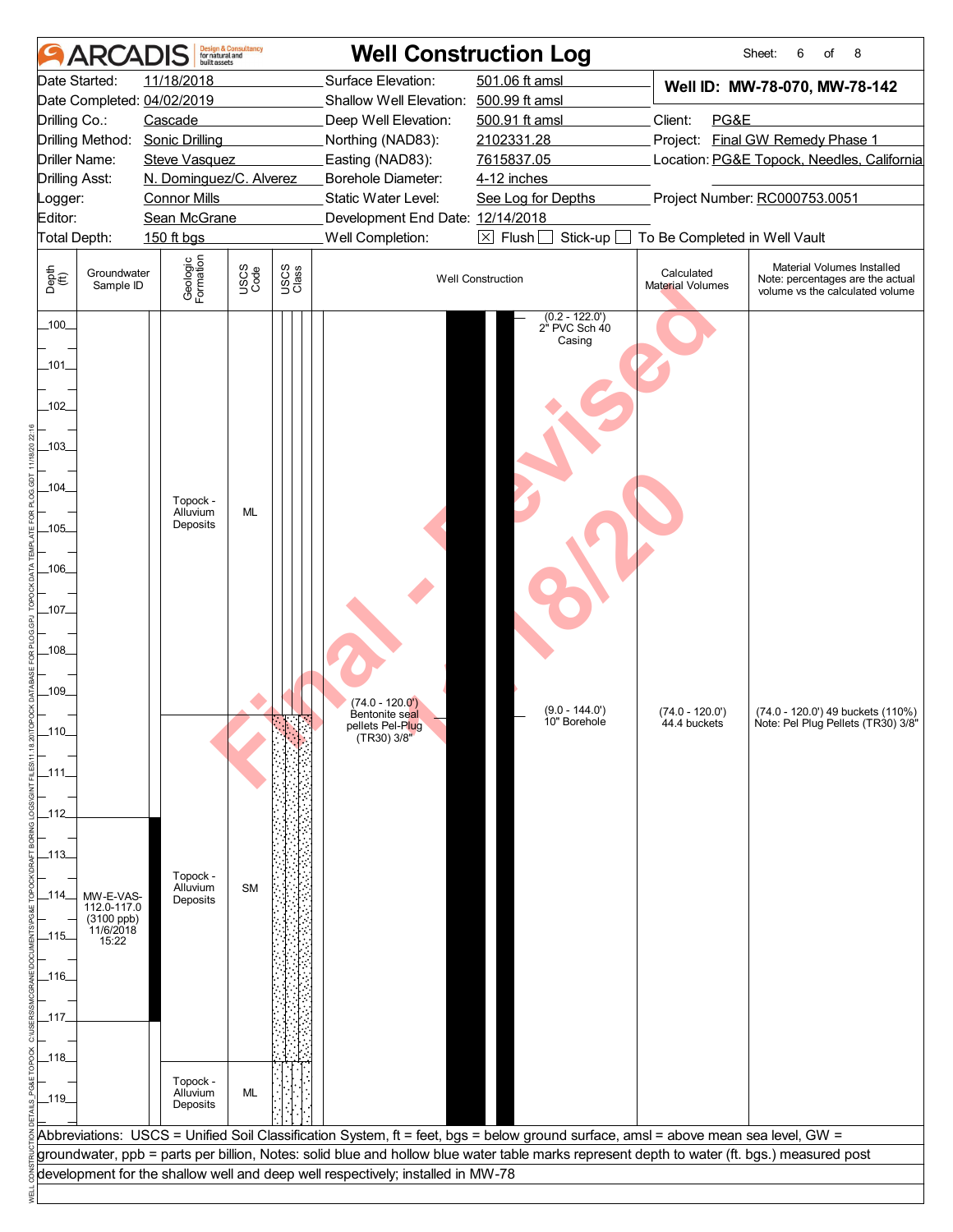# ARCADIS Well Construction Log

Sheet: 6 of 8

| | | | |
|---|---|---|---|
| Date Started: | 11/18/2018 | Surface Elevation: | 501.06 ft amsl |
| Date Completed: | 04/02/2019 | Shallow Well Elevation: | 500.99 ft amsl |
| Drilling Co.: | Cascade | Deep Well Elevation: | 500.91 ft amsl |
| Drilling Method: | Sonic Drilling | Northing (NAD83): | 2102331.28 |
| Driller Name: | Steve Vasquez | Easting (NAD83): | 7615837.05 |
| Drilling Asst: | N. Dominguez/C. Alverez | Borehole Diameter: | 4-12 inches |
| Logger: | Connor Mills | Static Water Level: | See Log for Depths |
| Editor: | Sean McGrane | Development End Date: | 12/14/2018 |
| Total Depth: | 150 ft bgs | Well Completion: | ☒ Flush ☐ Stick-up ☐ To Be Completed in Well Vault |

**Well ID: MW-78-070, MW-78-142**

Client: PG&E

Project: Final GW Remedy Phase 1

Location: PG&E Topock, Needles, California

Project Number: RC000753.0051

| Depth (ft) | Groundwater Sample ID | Geologic Formation | USCS Code | Well Construction | Calculated Material Volumes | Material Volumes Installed (Note: percentages are the actual volume vs the calculated volume) |
|---|---|---|---|---|---|---|
| 100–109.5 | | Topock - Alluvium Deposits | ML | (0.2 - 122.0') 2" PVC Sch 40 Casing | | |
| 109.5–118.5 | MW-E-VAS-112.0-117.0 (3100 ppb) 11/6/2018 15:22 | Topock - Alluvium Deposits | SM | (74.0 - 120.0') Bentonite seal pellets Pel-Plug (TR30) 3/8"; (9.0 - 144.0') 10" Borehole | (74.0 - 120.0') 44.4 buckets | (74.0 - 120.0') 49 buckets (110%) Note: Pel Plug Pellets (TR30) 3/8" |
| 118.5–120 | | Topock - Alluvium Deposits | ML | | | |

Abbreviations: USCS = Unified Soil Classification System, ft = feet, bgs = below ground surface, amsl = above mean sea level, GW = groundwater, ppb = parts per billion, Notes: solid blue and hollow blue water table marks represent depth to water (ft. bgs.) measured post development for the shallow well and deep well respectively; installed in MW-78

Final - Revised 11/18/20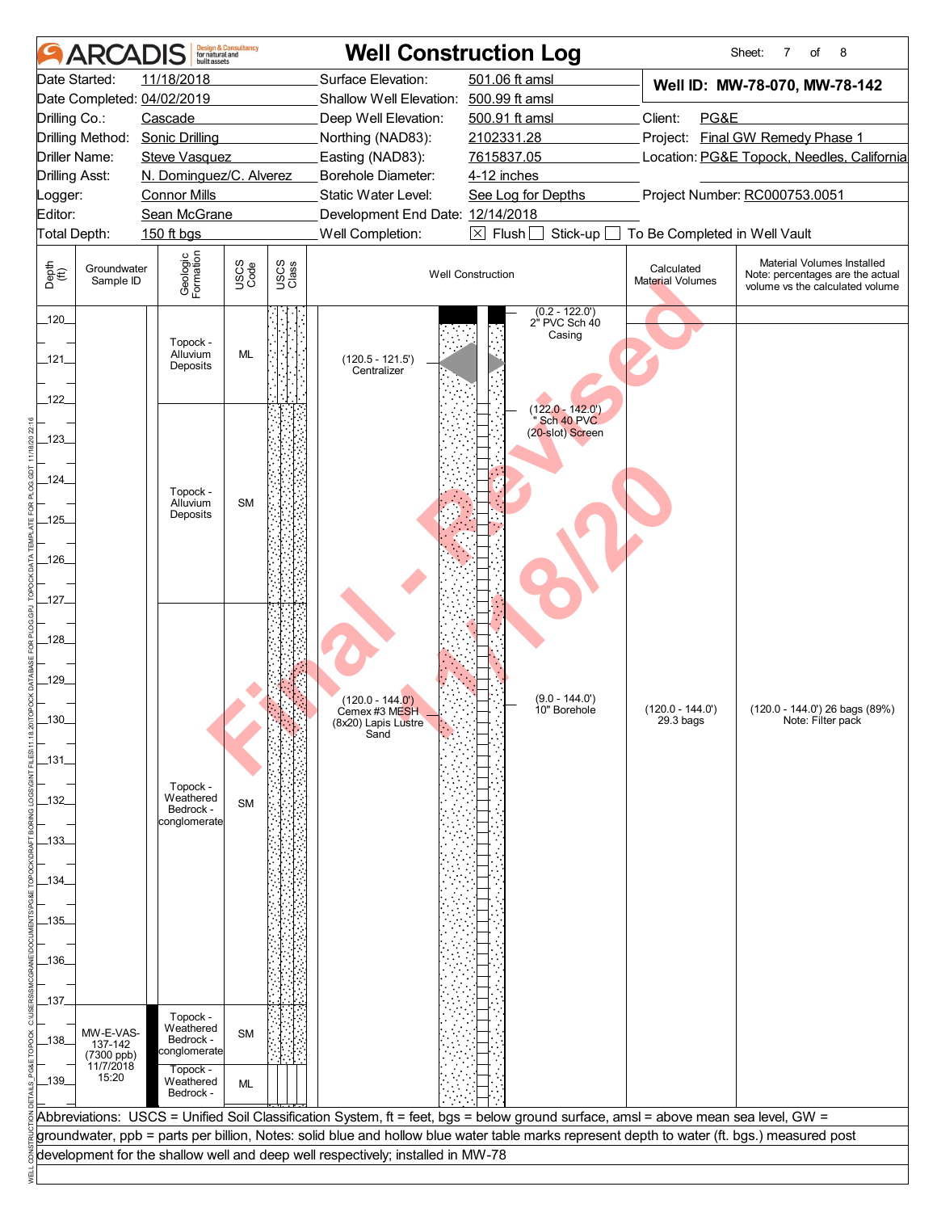# ARCADIS — Well Construction Log

Sheet: 7 of 8

| | | | |
|---|---|---|---|
| Date Started: | 11/18/2018 | Surface Elevation: | 501.06 ft amsl |
| Date Completed: | 04/02/2019 | Shallow Well Elevation: | 500.99 ft amsl |
| Drilling Co.: | Cascade | Deep Well Elevation: | 500.91 ft amsl |
| Drilling Method: | Sonic Drilling | Northing (NAD83): | 2102331.28 |
| Driller Name: | Steve Vasquez | Easting (NAD83): | 7615837.05 |
| Drilling Asst: | N. Dominguez/C. Alverez | Borehole Diameter: | 4-12 inches |
| Logger: | Connor Mills | Static Water Level: | See Log for Depths |
| Editor: | Sean McGrane | Development End Date: | 12/14/2018 |
| Total Depth: | 150 ft bgs | Well Completion: | ☒ Flush ☐ Stick-up ☐ To Be Completed in Well Vault |

**Well ID: MW-78-070, MW-78-142**

Client: PG&E
Project: Final GW Remedy Phase 1
Location: PG&E Topock, Needles, California
Project Number: RC000753.0051

| Depth (ft) | Groundwater Sample ID | Geologic Formation | USCS Code | Well Construction | Calculated Material Volumes | Material Volumes Installed (Note: percentages are the actual volume vs the calculated volume) |
|---|---|---|---|---|---|---|
| 120–122 | | Topock - Alluvium Deposits | ML | (0.2 - 122.0') 2" PVC Sch 40 Casing; (120.5 - 121.5') Centralizer | | |
| 122–127 | | Topock - Alluvium Deposits | SM | (122.0 - 142.0') " Sch 40 PVC (20-slot) Screen | | |
| 127–137 | | Topock - Weathered Bedrock - conglomerate | SM | (120.0 - 144.0') Cemex #3 MESH (8x20) Lapis Lustre Sand; (9.0 - 144.0') 10" Borehole | (120.0 - 144.0') 29.3 bags | (120.0 - 144.0') 26 bags (89%) Note: Filter pack |
| 137–138.5 | MW-E-VAS-137-142 (7300 ppb) 11/7/2018 15:20 | Topock - Weathered Bedrock - conglomerate | SM | | | |
| 138.5–140 | | Topock - Weathered Bedrock - | ML | | | |

Abbreviations: USCS = Unified Soil Classification System, ft = feet, bgs = below ground surface, amsl = above mean sea level, GW = groundwater, ppb = parts per billion, Notes: solid blue and hollow blue water table marks represent depth to water (ft. bgs.) measured post development for the shallow well and deep well respectively; installed in MW-78

Final - Revised 11/18/20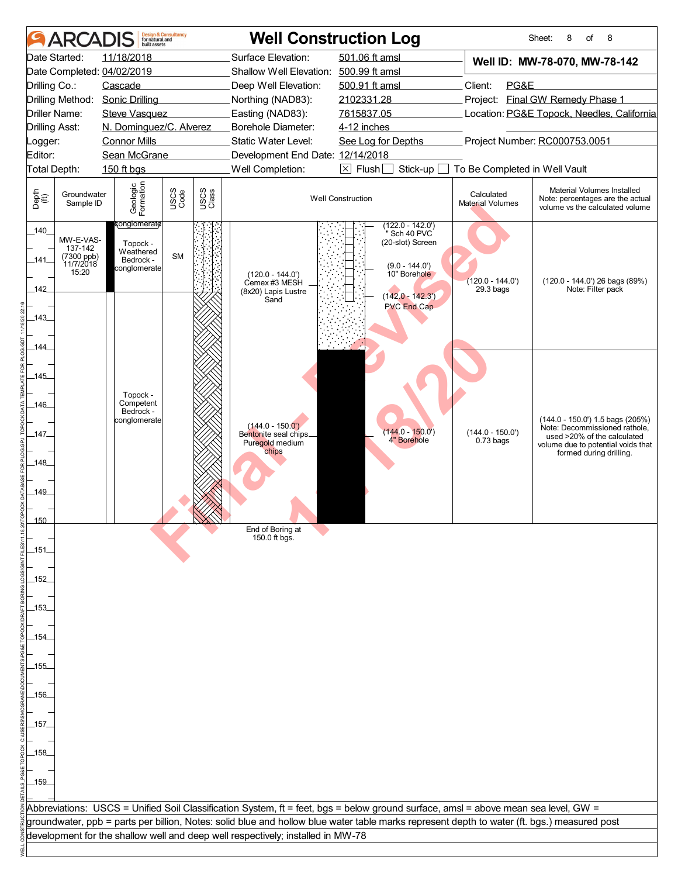# ARCADIS — Well Construction Log

**Well ID: MW-78-070, MW-78-142**

| | | | | | |
|---|---|---|---|---|---|
| Date Started: | 11/18/2018 | Surface Elevation: | 501.06 ft amsl | Client: | PG&E |
| Date Completed: | 04/02/2019 | Shallow Well Elevation: | 500.99 ft amsl | Project: | Final GW Remedy Phase 1 |
| Drilling Co.: | Cascade | Deep Well Elevation: | 500.91 ft amsl | Location: | PG&E Topock, Needles, California |
| Drilling Method: | Sonic Drilling | Northing (NAD83): | 2102331.28 | Project Number: | RC000753.0051 |
| Driller Name: | Steve Vasquez | Easting (NAD83): | 7615837.05 | | |
| Drilling Asst: | N. Dominguez/C. Alverez | Borehole Diameter: | 4-12 inches | | |
| Logger: | Connor Mills | Static Water Level: | See Log for Depths | | |
| Editor: | Sean McGrane | Development End Date: | 12/14/2018 | | |
| Total Depth: | 150 ft bgs | Well Completion: | ☒ Flush ☐ Stick-up ☐ To Be Completed in Well Vault | | |

| Depth (ft) | Groundwater Sample ID | Geologic Formation | USCS Code | Well Construction | Calculated Material Volumes | Material Volumes Installed (Note: percentages are the actual volume vs the calculated volume) |
|---|---|---|---|---|---|---|
| 140–142 | MW-E-VAS-137-142 (7300 ppb) 11/7/2018 15:20 | conglomerate; Topock - Weathered Bedrock - conglomerate | SM | (122.0 - 142.0') " Sch 40 PVC (20-slot) Screen; (9.0 - 144.0') 10" Borehole; (142.0 - 142.3') PVC End Cap; (120.0 - 144.0') Cemex #3 MESH (8x20) Lapis Lustre Sand | (120.0 - 144.0') 29.3 bags | (120.0 - 144.0') 26 bags (89%) Note: Filter pack |
| 142–150 | | Topock - Competent Bedrock - conglomerate | | (144.0 - 150.0') Bentonite seal chips Puregold medium chips; (144.0 - 150.0') 4" Borehole | (144.0 - 150.0') 0.73 bags | (144.0 - 150.0') 1.5 bags (205%) Note: Decommissioned rathole, used >20% of the calculated volume due to potential voids that formed during drilling. |

End of Boring at 150.0 ft bgs.

Abbreviations: USCS = Unified Soil Classification System, ft = feet, bgs = below ground surface, amsl = above mean sea level, GW = groundwater, ppb = parts per billion, Notes: solid blue and hollow blue water table marks represent depth to water (ft. bgs.) measured post development for the shallow well and deep well respectively; installed in MW-78

Final - Revised 11/18/20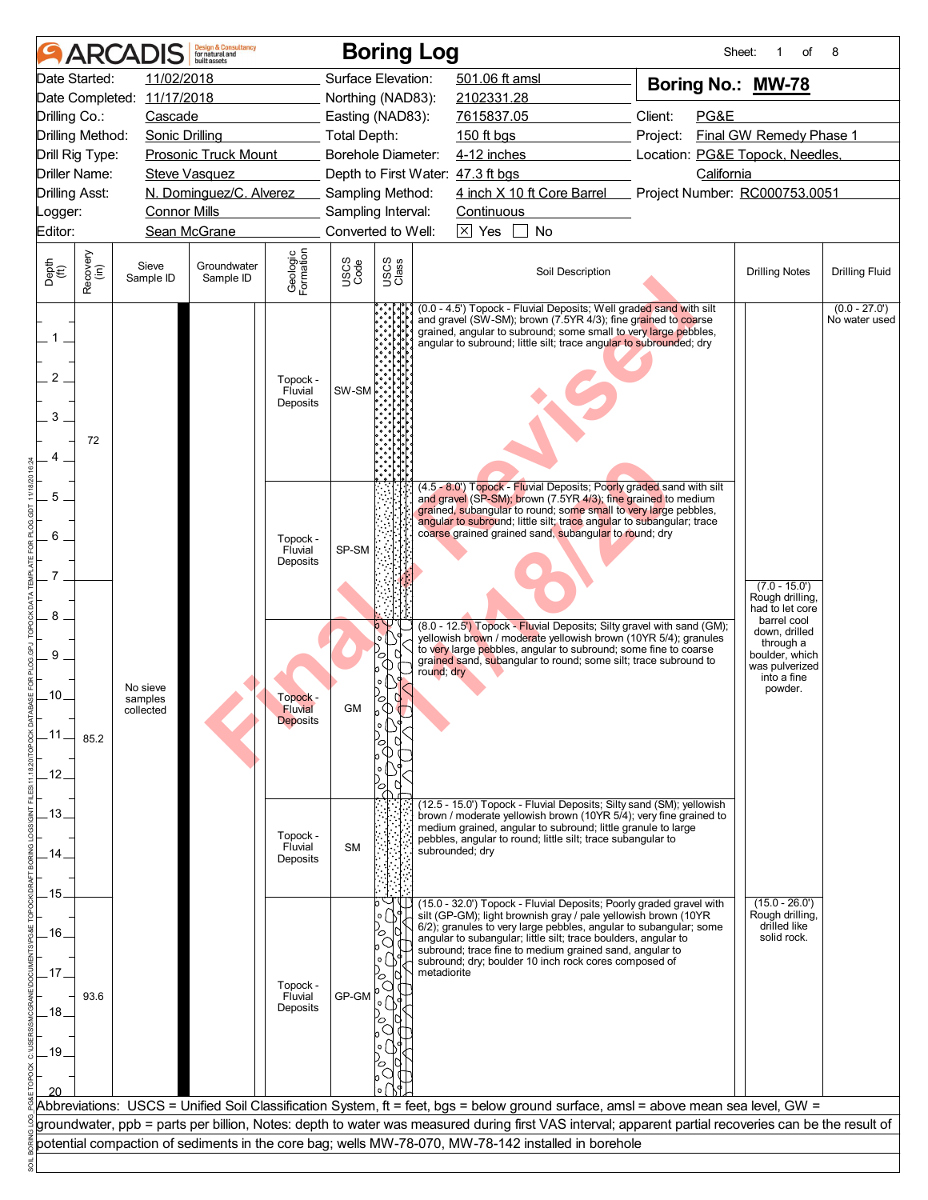# ARCADIS Boring Log

Sheet: 1 of 8

| | | | |
|---|---|---|---|
| Date Started: | 11/02/2018 | Surface Elevation: | 501.06 ft amsl |
| Date Completed: | 11/17/2018 | Northing (NAD83): | 2102331.28 |
| Drilling Co.: | Cascade | Easting (NAD83): | 7615837.05 |
| Drilling Method: | Sonic Drilling | Total Depth: | 150 ft bgs |
| Drill Rig Type: | Prosonic Truck Mount | Borehole Diameter: | 4-12 inches |
| Driller Name: | Steve Vasquez | Depth to First Water: | 47.3 ft bgs |
| Drilling Asst: | N. Dominguez/C. Alverez | Sampling Method: | 4 inch X 10 ft Core Barrel |
| Logger: | Connor Mills | Sampling Interval: | Continuous |
| Editor: | Sean McGrane | Converted to Well: | ☒ Yes ☐ No |

**Boring No.: MW-78**

Client: PG&E
Project: Final GW Remedy Phase 1
Location: PG&E Topock, Needles, California
Project Number: RC000753.0051

| Depth (ft) | Recovery (in) | Sieve Sample ID | Groundwater Sample ID | Geologic Formation | USCS Code | Soil Description | Drilling Notes | Drilling Fluid |
|---|---|---|---|---|---|---|---|---|
| 0 - 4.5 | 72 | No sieve samples collected | | Topock - Fluvial Deposits | SW-SM | (0.0 - 4.5') Topock - Fluvial Deposits; Well graded sand with silt and gravel (SW-SM); brown (7.5YR 4/3); fine grained to coarse grained, angular to subround; some small to very large pebbles, angular to subround; little silt; trace angular to subrounded; dry | | (0.0 - 27.0') No water used |
| 4.5 - 8.0 | | | | Topock - Fluvial Deposits | SP-SM | (4.5 - 8.0') Topock - Fluvial Deposits; Poorly graded sand with silt and gravel (SP-SM); brown (7.5YR 4/3); fine grained to medium grained, subangular to round; some small to very large pebbles, angular to subround; little silt; trace angular to subangular; trace coarse grained grained sand, subangular to round; dry | (7.0 - 15.0') Rough drilling, had to let core barrel cool down, drilled through a boulder, which was pulverized into a fine powder. | |
| 8.0 - 12.5 | 85.2 | | | Topock - Fluvial Deposits | GM | (8.0 - 12.5') Topock - Fluvial Deposits; Silty gravel with sand (GM); yellowish brown / moderate yellowish brown (10YR 5/4); granules to very large pebbles, angular to subround; some fine to coarse grained sand, subangular to round; some silt; trace subround to round; dry | | |
| 12.5 - 15.0 | | | | Topock - Fluvial Deposits | SM | (12.5 - 15.0') Topock - Fluvial Deposits; Silty sand (SM); yellowish brown / moderate yellowish brown (10YR 5/4); very fine grained to medium grained, angular to subround; little granule to large pebbles, angular to round; little silt; trace subangular to subrounded; dry | | |
| 15.0 - 20 | 93.6 | | | Topock - Fluvial Deposits | GP-GM | (15.0 - 32.0') Topock - Fluvial Deposits; Poorly graded gravel with silt (GP-GM); light brownish gray / pale yellowish brown (10YR 6/2); granules to very large pebbles, angular to subangular; some angular to subangular; little silt; trace boulders, angular to subround; trace fine to medium grained sand, angular to subround; dry; boulder 10 inch rock cores composed of metadiorite | (15.0 - 26.0') Rough drilling, drilled like solid rock. | |

Abbreviations: USCS = Unified Soil Classification System, ft = feet, bgs = below ground surface, amsl = above mean sea level, GW = groundwater, ppb = parts per billion, Notes: depth to water was measured during first VAS interval; apparent partial recoveries can be the result of potential compaction of sediments in the core bag; wells MW-78-070, MW-78-142 installed in borehole

Final - Revised 11/18/20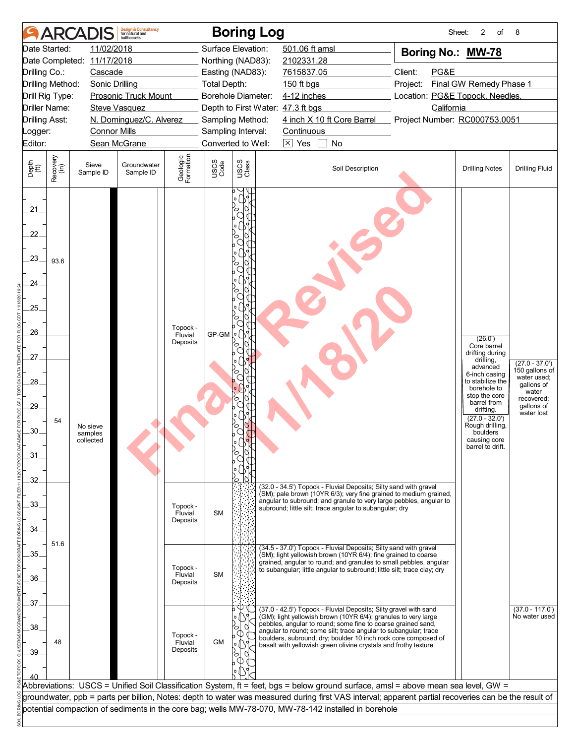# ARCADIS Boring Log

| | | | | | |
|---|---|---|---|---|---|
| Date Started: | 11/02/2018 | Surface Elevation: | 501.06 ft amsl | **Boring No.:** | **MW-78** |
| Date Completed: | 11/17/2018 | Northing (NAD83): | 2102331.28 | | |
| Drilling Co.: | Cascade | Easting (NAD83): | 7615837.05 | Client: | PG&E |
| Drilling Method: | Sonic Drilling | Total Depth: | 150 ft bgs | Project: | Final GW Remedy Phase 1 |
| Drill Rig Type: | Prosonic Truck Mount | Borehole Diameter: | 4-12 inches | Location: | PG&E Topock, Needles, California |
| Driller Name: | Steve Vasquez | Depth to First Water: | 47.3 ft bgs | | |
| Drilling Asst: | N. Dominguez/C. Alverez | Sampling Method: | 4 inch X 10 ft Core Barrel | Project Number: | RC000753.0051 |
| Logger: | Connor Mills | Sampling Interval: | Continuous | | |
| Editor: | Sean McGrane | Converted to Well: | ☒ Yes ☐ No | | |

Final Revised 11/18/20

| Depth (ft) | Recovery (in) | Sieve Sample ID | Groundwater Sample ID | Geologic Formation | USCS Code | Soil Description | Drilling Notes | Drilling Fluid |
|---|---|---|---|---|---|---|---|---|
| 20 - 27 | 93.6 | No sieve samples collected | | Topock - Fluvial Deposits | GP-GM | | (26.0') Core barrel drifting during drilling, advanced 6-inch casing to stabilize the borehole to stop the core barrel from drifting. | |
| 27 - 32 | 54 | | | | | | (27.0 - 32.0') Rough drilling, boulders causing core barrel to drift. | (27.0 - 37.0') 150 gallons of water used; gallons of water recovered; gallons of water lost |
| 32 - 34.5 | 51.6 | | | Topock - Fluvial Deposits | SM | (32.0 - 34.5') Topock - Fluvial Deposits; Silty sand with gravel (SM); pale brown (10YR 6/3); very fine grained to medium grained, angular to subround; and granule to very large pebbles, angular to subround; little silt; trace angular to subangular; dry | | |
| 34.5 - 37 | | | | Topock - Fluvial Deposits | SM | (34.5 - 37.0') Topock - Fluvial Deposits; Silty sand with gravel (SM); light yellowish brown (10YR 6/4); fine grained to coarse grained, angular to round; and granules to small pebbles, angular to subangular; little angular to subround; little silt; trace clay; dry | | |
| 37 - 40 | 48 | | | Topock - Fluvial Deposits | GM | (37.0 - 42.5') Topock - Fluvial Deposits; Silty gravel with sand (GM); light yellowish brown (10YR 6/4); granules to very large pebbles, angular to round; some fine to coarse grained sand, angular to round; some silt; trace angular to subangular; trace boulders, subround; dry; boulder 10 inch rock core composed of basalt with yellowish green olivine crystals and frothy texture | | (37.0 - 117.0') No water used |

Abbreviations: USCS = Unified Soil Classification System, ft = feet, bgs = below ground surface, amsl = above mean sea level, GW = groundwater, ppb = parts per billion, Notes: depth to water was measured during first VAS interval; apparent partial recoveries can be the result of potential compaction of sediments in the core bag; wells MW-78-070, MW-78-142 installed in borehole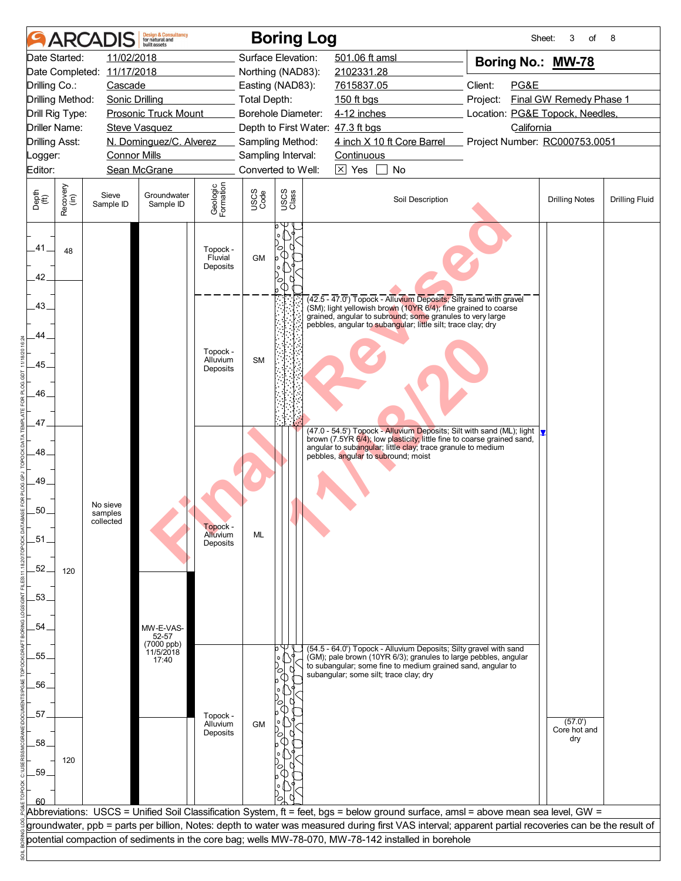# ARCADIS — Boring Log

Sheet: 3 of 8

| | | | |
|---|---|---|---|
| Date Started: | 11/02/2018 | Surface Elevation: | 501.06 ft amsl |
| Date Completed: | 11/17/2018 | Northing (NAD83): | 2102331.28 |
| Drilling Co.: | Cascade | Easting (NAD83): | 7615837.05 |
| Drilling Method: | Sonic Drilling | Total Depth: | 150 ft bgs |
| Drill Rig Type: | Prosonic Truck Mount | Borehole Diameter: | 4-12 inches |
| Driller Name: | Steve Vasquez | Depth to First Water: | 47.3 ft bgs |
| Drilling Asst: | N. Dominguez/C. Alverez | Sampling Method: | 4 inch X 10 ft Core Barrel |
| Logger: | Connor Mills | Sampling Interval: | Continuous |
| Editor: | Sean McGrane | Converted to Well: | ☒ Yes ☐ No |

**Boring No.: MW-78**

Client: PG&E
Project: Final GW Remedy Phase 1
Location: PG&E Topock, Needles, California
Project Number: RC000753.0051

| Depth (ft) | Recovery (in) | Sieve Sample ID | Groundwater Sample ID | Geologic Formation | USCS Code | Soil Description | Drilling Notes | Drilling Fluid |
|---|---|---|---|---|---|---|---|---|
| 41–42.5 | 48 | | | Topock - Fluvial Deposits | GM | | | |
| 42.5–47.0 | | | | Topock - Alluvium Deposits | SM | (42.5 - 47.0') Topock - Alluvium Deposits; Silty sand with gravel (SM); light yellowish brown (10YR 6/4); fine grained to coarse grained, angular to subround; some granules to very large pebbles, angular to subangular; little silt; trace clay; dry | | |
| 47.0–54.5 | 120 | No sieve samples collected | MW-E-VAS-52-57 (7000 ppb) 11/5/2018 17:40 | Topock - Alluvium Deposits | ML | (47.0 - 54.5') Topock - Alluvium Deposits; Silt with sand (ML); light brown (7.5YR 6/4); low plasticity; little fine to coarse grained sand, angular to subangular; little clay; trace granule to medium pebbles, angular to subround; moist | ▼ (47.3') | |
| 54.5–60 | 120 | | | Topock - Alluvium Deposits | GM | (54.5 - 64.0') Topock - Alluvium Deposits; Silty gravel with sand (GM); pale brown (10YR 6/3); granules to large pebbles, angular to subangular; some fine to medium grained sand, angular to subangular; some silt; trace clay; dry | (57.0') Core hot and dry | |

Abbreviations: USCS = Unified Soil Classification System, ft = feet, bgs = below ground surface, amsl = above mean sea level, GW = groundwater, ppb = parts per billion, Notes: depth to water was measured during first VAS interval; apparent partial recoveries can be the result of potential compaction of sediments in the core bag; wells MW-78-070, MW-78-142 installed in borehole

Final Revised 11/18/20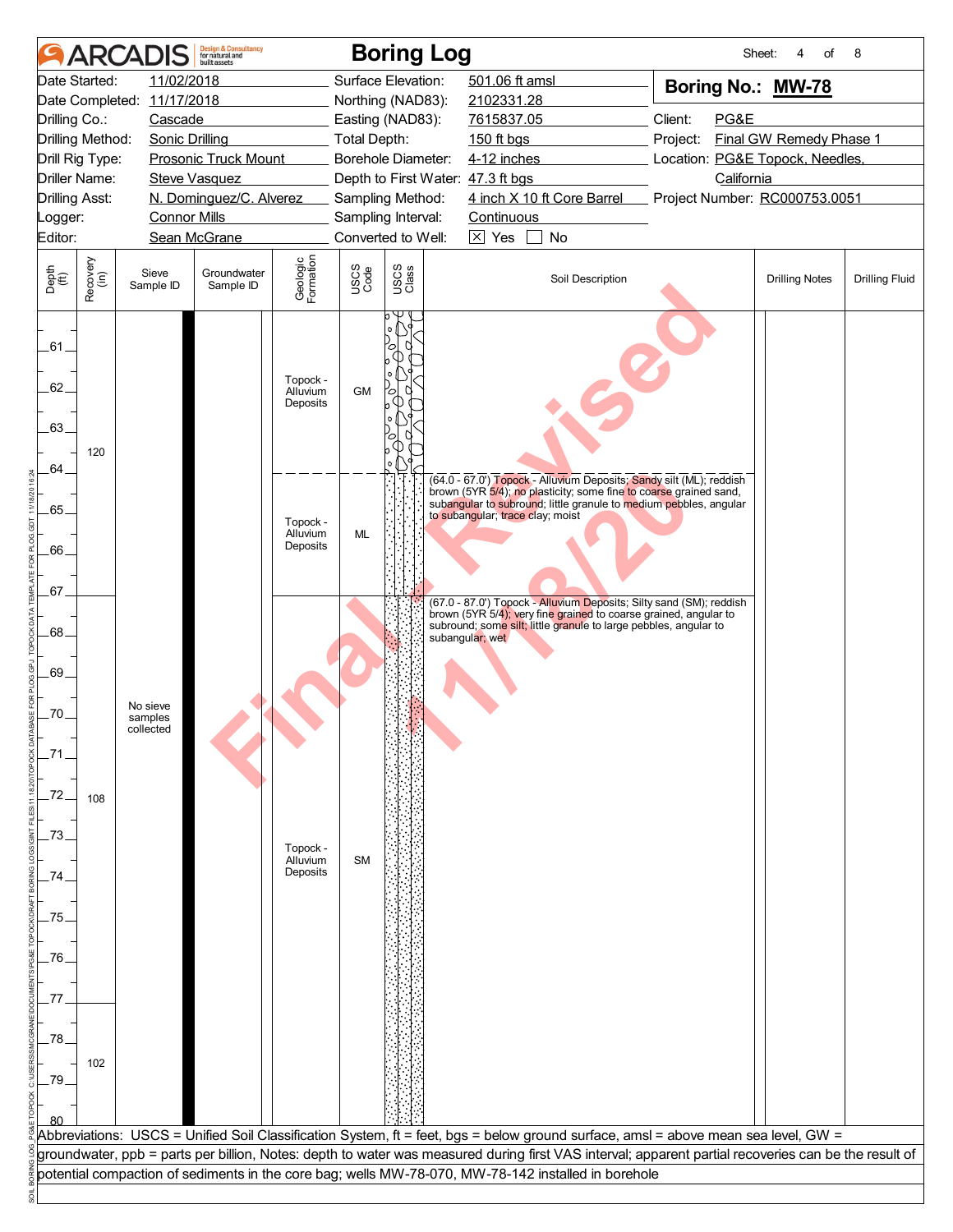# ARCADIS Boring Log

Sheet: 4 of 8

| | | | |
|---|---|---|---|
| Date Started: | 11/02/2018 | Surface Elevation: | 501.06 ft amsl |
| Date Completed: | 11/17/2018 | Northing (NAD83): | 2102331.28 |
| Drilling Co.: | Cascade | Easting (NAD83): | 7615837.05 |
| Drilling Method: | Sonic Drilling | Total Depth: | 150 ft bgs |
| Drill Rig Type: | Prosonic Truck Mount | Borehole Diameter: | 4-12 inches |
| Driller Name: | Steve Vasquez | Depth to First Water: | 47.3 ft bgs |
| Drilling Asst: | N. Dominguez/C. Alverez | Sampling Method: | 4 inch X 10 ft Core Barrel |
| Logger: | Connor Mills | Sampling Interval: | Continuous |
| Editor: | Sean McGrane | Converted to Well: | ☒ Yes ☐ No |

**Boring No.: MW-78**

Client: PG&E
Project: Final GW Remedy Phase 1
Location: PG&E Topock, Needles, California
Project Number: RC000753.0051

| Depth (ft) | Recovery (in) | Sieve Sample ID | Groundwater Sample ID | Geologic Formation | USCS Code | Soil Description | Drilling Notes | Drilling Fluid |
|---|---|---|---|---|---|---|---|---|
| 60 – 64 | 120 | No sieve samples collected | | Topock - Alluvium Deposits | GM | | | |
| 64 – 67 | | | | Topock - Alluvium Deposits | ML | (64.0 - 67.0') Topock - Alluvium Deposits; Sandy silt (ML); reddish brown (5YR 5/4); no plasticity; some fine to coarse grained sand, subangular to subround; little granule to medium pebbles, angular to subangular; trace clay; moist | | |
| 67 – 77 | 108 | | | Topock - Alluvium Deposits | SM | (67.0 - 87.0') Topock - Alluvium Deposits; Silty sand (SM); reddish brown (5YR 5/4); very fine grained to coarse grained, angular to subround; some silt; little granule to large pebbles, angular to subangular; wet | | |
| 77 – 80 | 102 | | | | | | | |

Abbreviations: USCS = Unified Soil Classification System, ft = feet, bgs = below ground surface, amsl = above mean sea level, GW = groundwater, ppb = parts per billion, Notes: depth to water was measured during first VAS interval; apparent partial recoveries can be the result of potential compaction of sediments in the core bag; wells MW-78-070, MW-78-142 installed in borehole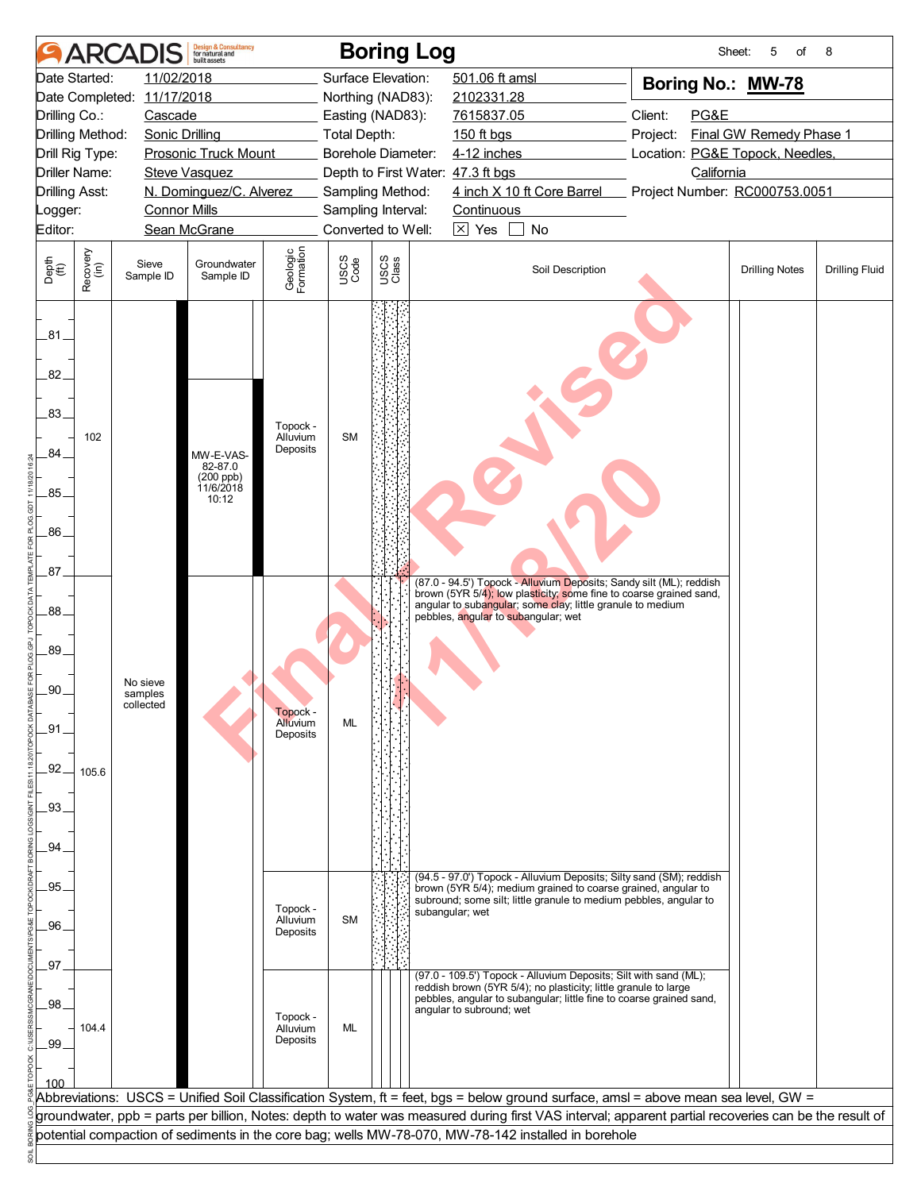# ARCADIS — Boring Log

| | | | | | |
|---|---|---|---|---|---|
| Date Started: | 11/02/2018 | Surface Elevation: | 501.06 ft amsl | **Boring No.: MW-78** | |
| Date Completed: | 11/17/2018 | Northing (NAD83): | 2102331.28 | | |
| Drilling Co.: | Cascade | Easting (NAD83): | 7615837.05 | Client: | PG&E |
| Drilling Method: | Sonic Drilling | Total Depth: | 150 ft bgs | Project: | Final GW Remedy Phase 1 |
| Drill Rig Type: | Prosonic Truck Mount | Borehole Diameter: | 4-12 inches | Location: | PG&E Topock, Needles, California |
| Driller Name: | Steve Vasquez | Depth to First Water: | 47.3 ft bgs | | |
| Drilling Asst: | N. Dominguez/C. Alverez | Sampling Method: | 4 inch X 10 ft Core Barrel | Project Number: | RC000753.0051 |
| Logger: | Connor Mills | Sampling Interval: | Continuous | | |
| Editor: | Sean McGrane | Converted to Well: | ☒ Yes ☐ No | | |

| Depth (ft) | Recovery (in) | Sieve Sample ID | Groundwater Sample ID | Geologic Formation | USCS Code | Soil Description | Drilling Notes | Drilling Fluid |
|---|---|---|---|---|---|---|---|---|
| 80–87 | 102 | | MW-E-VAS-82-87.0 (200 ppb) 11/6/2018 10:12 | Topock - Alluvium Deposits | SM | | | |
| 87–94.5 | 105.6 | No sieve samples collected | | Topock - Alluvium Deposits | ML | (87.0 - 94.5') Topock - Alluvium Deposits; Sandy silt (ML); reddish brown (5YR 5/4); low plasticity; some fine to coarse grained sand, angular to subangular; some clay; little granule to medium pebbles, angular to subangular; wet | | |
| 94.5–97 | | | | Topock - Alluvium Deposits | SM | (94.5 - 97.0') Topock - Alluvium Deposits; Silty sand (SM); reddish brown (5YR 5/4); medium grained to coarse grained, angular to subround; some silt; little granule to medium pebbles, angular to subangular; wet | | |
| 97–100 | 104.4 | | | Topock - Alluvium Deposits | ML | (97.0 - 109.5') Topock - Alluvium Deposits; Silt with sand (ML); reddish brown (5YR 5/4); little granule to large pebbles, angular to subangular; little fine to coarse grained sand, angular to subround; wet | | |

Abbreviations: USCS = Unified Soil Classification System, ft = feet, bgs = below ground surface, amsl = above mean sea level, GW = groundwater, ppb = parts per billion, Notes: depth to water was measured during first VAS interval; apparent partial recoveries can be the result of potential compaction of sediments in the core bag; wells MW-78-070, MW-78-142 installed in borehole

Final Revised 11/18/20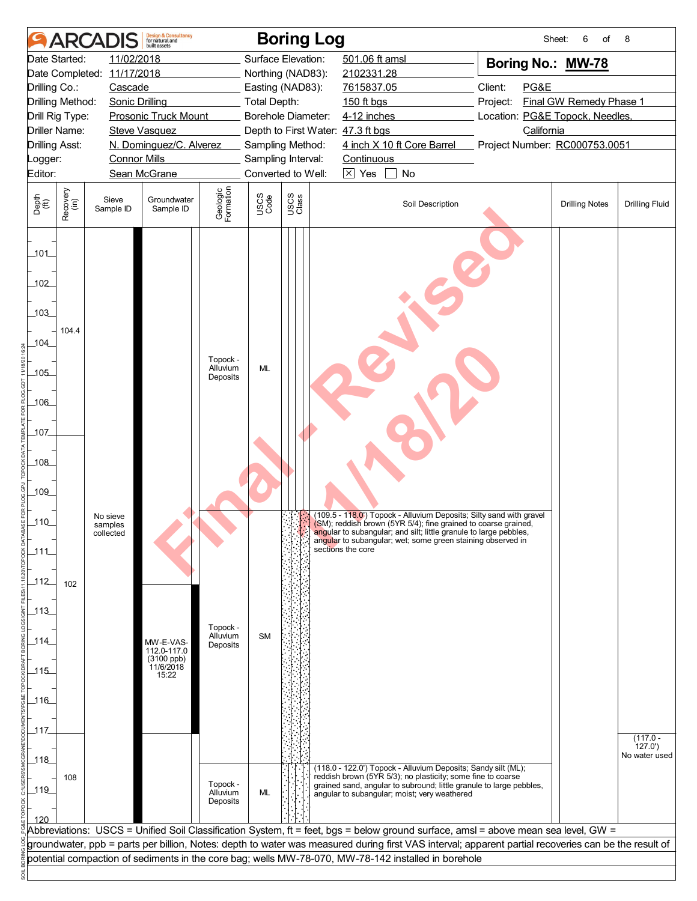# ARCADIS Boring Log

| | | | | | |
|---|---|---|---|---|---|
| Date Started: | 11/02/2018 | Surface Elevation: | 501.06 ft amsl | **Boring No.: MW-78** | |
| Date Completed: | 11/17/2018 | Northing (NAD83): | 2102331.28 | | |
| Drilling Co.: | Cascade | Easting (NAD83): | 7615837.05 | Client: | PG&E |
| Drilling Method: | Sonic Drilling | Total Depth: | 150 ft bgs | Project: | Final GW Remedy Phase 1 |
| Drill Rig Type: | Prosonic Truck Mount | Borehole Diameter: | 4-12 inches | Location: | PG&E Topock, Needles, California |
| Driller Name: | Steve Vasquez | Depth to First Water: | 47.3 ft bgs | | |
| Drilling Asst: | N. Dominguez/C. Alverez | Sampling Method: | 4 inch X 10 ft Core Barrel | Project Number: | RC000753.0051 |
| Logger: | Connor Mills | Sampling Interval: | Continuous | | |
| Editor: | Sean McGrane | Converted to Well: | ☒ Yes ☐ No | | |

| Depth (ft) | Recovery (in) | Sieve Sample ID | Groundwater Sample ID | Geologic Formation | USCS Code | Soil Description | Drilling Notes | Drilling Fluid |
|---|---|---|---|---|---|---|---|---|
| 101–107 | 104.4 | | | Topock - Alluvium Deposits | ML | | | |
| 107–117 | 102 | No sieve samples collected | MW-E-VAS-112.0-117.0 (3100 ppb) 11/6/2018 15:22 | Topock - Alluvium Deposits | SM | (109.5 - 118.0') Topock - Alluvium Deposits; Silty sand with gravel (SM); reddish brown (5YR 5/4); fine grained to coarse grained, angular to subangular; and silt; little granule to large pebbles, angular to subangular; wet; some green staining observed in sections the core | | |
| 117–120 | 108 | | | Topock - Alluvium Deposits | ML | (118.0 - 122.0') Topock - Alluvium Deposits; Sandy silt (ML); reddish brown (5YR 5/3); no plasticity; some fine to coarse grained sand, angular to subround; little granule to large pebbles, angular to subangular; moist; very weathered | | (117.0 - 127.0') No water used |

Abbreviations: USCS = Unified Soil Classification System, ft = feet, bgs = below ground surface, amsl = above mean sea level, GW = groundwater, ppb = parts per billion, Notes: depth to water was measured during first VAS interval; apparent partial recoveries can be the result of potential compaction of sediments in the core bag; wells MW-78-070, MW-78-142 installed in borehole

Final - Revised 1/18/20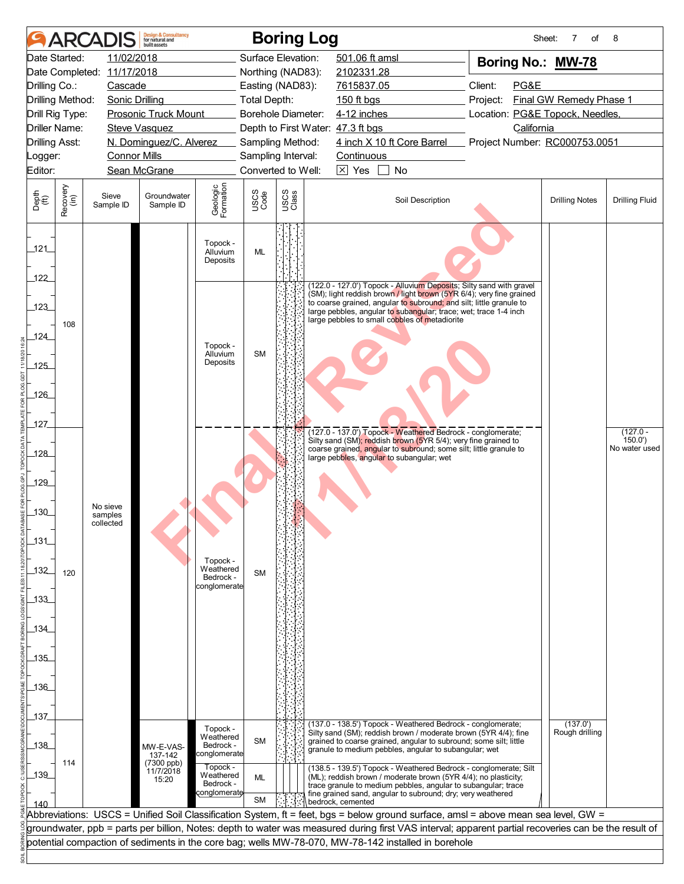# ARCADIS Boring Log

| | | | | | |
|---|---|---|---|---|---|
| Date Started: | 11/02/2018 | Surface Elevation: | 501.06 ft amsl | **Boring No.: MW-78** | |
| Date Completed: | 11/17/2018 | Northing (NAD83): | 2102331.28 | | |
| Drilling Co.: | Cascade | Easting (NAD83): | 7615837.05 | Client: | PG&E |
| Drilling Method: | Sonic Drilling | Total Depth: | 150 ft bgs | Project: | Final GW Remedy Phase 1 |
| Drill Rig Type: | Prosonic Truck Mount | Borehole Diameter: | 4-12 inches | Location: | PG&E Topock, Needles, California |
| Driller Name: | Steve Vasquez | Depth to First Water: | 47.3 ft bgs | | |
| Drilling Asst: | N. Dominguez/C. Alverez | Sampling Method: | 4 inch X 10 ft Core Barrel | Project Number: | RC000753.0051 |
| Logger: | Connor Mills | Sampling Interval: | Continuous | | |
| Editor: | Sean McGrane | Converted to Well: | [X] Yes [ ] No | | |

| Depth (ft) | Recovery (in) | Sieve Sample ID | Groundwater Sample ID | Geologic Formation | USCS Code | Soil Description | Drilling Notes | Drilling Fluid |
|---|---|---|---|---|---|---|---|---|
| 121–122 | 108 | No sieve samples collected | | Topock - Alluvium Deposits | ML | | | |
| 122–127 | | | | Topock - Alluvium Deposits | SM | (122.0 - 127.0') Topock - Alluvium Deposits; Silty sand with gravel (SM); light reddish brown / light brown (5YR 6/4); very fine grained to coarse grained, angular to subround; and silt; little granule to large pebbles, angular to subangular; trace; wet; trace 1-4 inch large pebbles to small cobbles of metadiorite | | |
| 127–137 | 120 | | | Topock - Weathered Bedrock - conglomerate | SM | (127.0 - 137.0') Topock - Weathered Bedrock - conglomerate; Silty sand (SM); reddish brown (5YR 5/4); very fine grained to coarse grained, angular to subround; some silt; little granule to large pebbles, angular to subangular; wet | | (127.0 - 150.0') No water used |
| 137–138.5 | 114 | | MW-E-VAS-137-142 (7300 ppb) 11/7/2018 15:20 | Topock - Weathered Bedrock - conglomerate | SM | (137.0 - 138.5') Topock - Weathered Bedrock - conglomerate; Silty sand (SM); reddish brown / moderate brown (5YR 4/4); fine grained to coarse grained, angular to subround; some silt; little granule to medium pebbles, angular to subangular; wet | (137.0') Rough drilling | |
| 138.5–139.5 | | | | Topock - Weathered Bedrock - conglomerate | ML | (138.5 - 139.5') Topock - Weathered Bedrock - conglomerate; Silt (ML); reddish brown / moderate brown (5YR 4/4); no plasticity; trace granule to medium pebbles, angular to subangular; trace fine grained sand, angular to subround; dry; very weathered bedrock, cemented | | |
| 139.5–140 | | | | | SM | | | |

Abbreviations: USCS = Unified Soil Classification System, ft = feet, bgs = below ground surface, amsl = above mean sea level, GW = groundwater, ppb = parts per billion, Notes: depth to water was measured during first VAS interval; apparent partial recoveries can be the result of potential compaction of sediments in the core bag; wells MW-78-070, MW-78-142 installed in borehole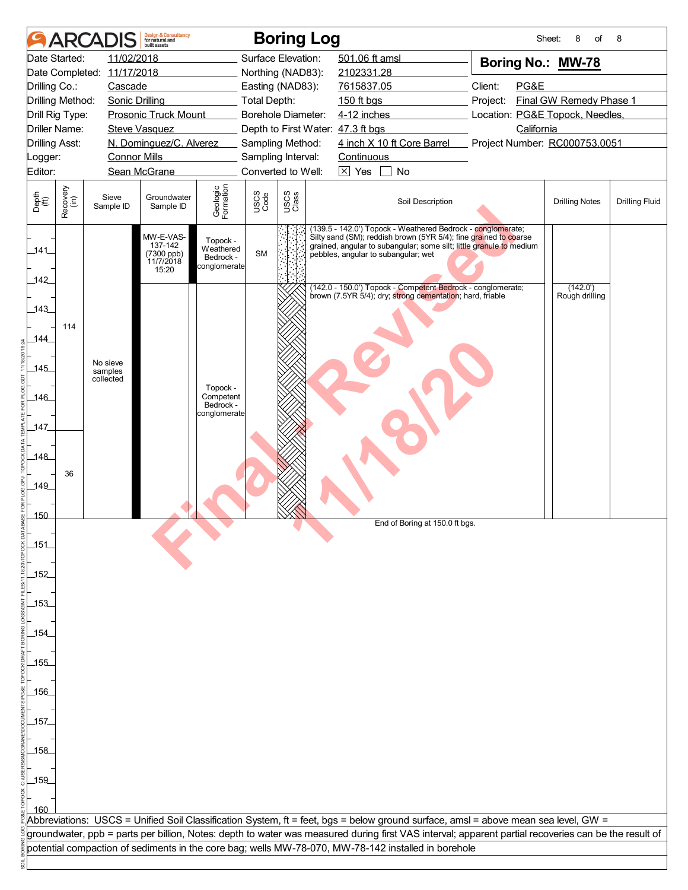# Boring Log

Sheet: 8 of 8

| | | | |
|---|---|---|---|
| Date Started: | 11/02/2018 | Surface Elevation: | 501.06 ft amsl |
| Date Completed: | 11/17/2018 | Northing (NAD83): | 2102331.28 |
| Drilling Co.: | Cascade | Easting (NAD83): | 7615837.05 |
| Drilling Method: | Sonic Drilling | Total Depth: | 150 ft bgs |
| Drill Rig Type: | Prosonic Truck Mount | Borehole Diameter: | 4-12 inches |
| Driller Name: | Steve Vasquez | Depth to First Water: | 47.3 ft bgs |
| Drilling Asst: | N. Dominguez/C. Alverez | Sampling Method: | 4 inch X 10 ft Core Barrel |
| Logger: | Connor Mills | Sampling Interval: | Continuous |
| Editor: | Sean McGrane | Converted to Well: | ☒ Yes ☐ No |

**Boring No.: MW-78**

Client: PG&E
Project: Final GW Remedy Phase 1
Location: PG&E Topock, Needles, California
Project Number: RC000753.0051

| Depth (ft) | Recovery (in) | Sieve Sample ID | Groundwater Sample ID | Geologic Formation | USCS Code | USCS Class | Soil Description | Drilling Notes | Drilling Fluid |
|---|---|---|---|---|---|---|---|---|---|
| 139.5 - 142.0 | 114 | No sieve samples collected | MW-E-VAS-137-142 (7300 ppb) 11/7/2018 15:20 | Topock - Weathered Bedrock - conglomerate | SM | | (139.5 - 142.0') Topock - Weathered Bedrock - conglomerate; Silty sand (SM); reddish brown (5YR 5/4); fine grained to coarse grained, angular to subangular; some silt; little granule to medium pebbles, angular to subangular; wet | | |
| 142.0 - 150.0 | 114 (to 147); 36 (147-150) | | | Topock - Competent Bedrock - conglomerate | | | (142.0 - 150.0') Topock - Competent Bedrock - conglomerate; brown (7.5YR 5/4); dry; strong cementation; hard, friable | (142.0') Rough drilling | |

End of Boring at 150.0 ft bgs.

Abbreviations: USCS = Unified Soil Classification System, ft = feet, bgs = below ground surface, amsl = above mean sea level, GW = groundwater, ppb = parts per billion, Notes: depth to water was measured during first VAS interval; apparent partial recoveries can be the result of potential compaction of sediments in the core bag; wells MW-78-070, MW-78-142 installed in borehole

Final Revised 11/18/20